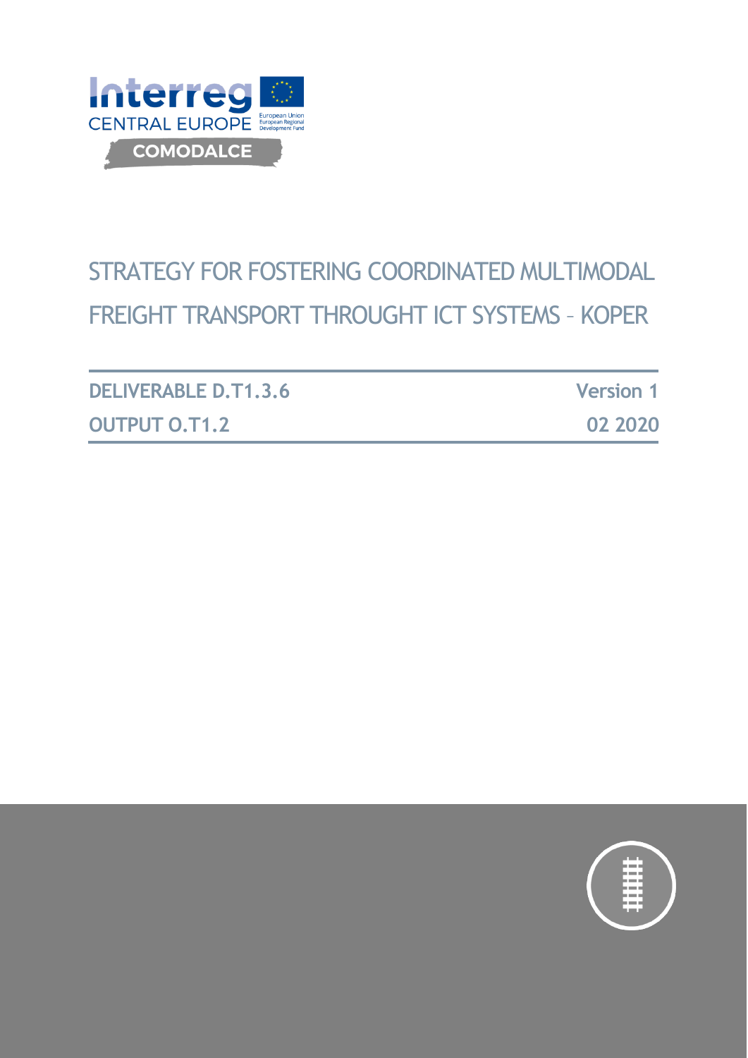Interreg CENTRAL EUROPE

European Union
European Regional Development Fund

COMODALCE

# STRATEGY FOR FOSTERING COORDINATED MULTIMODAL FREIGHT TRANSPORT THROUGHT ICT SYSTEMS – KOPER

| DELIVERABLE D.T1.3.6 | Version 1 |
| --- | --- |
| OUTPUT O.T1.2 | 02 2020 |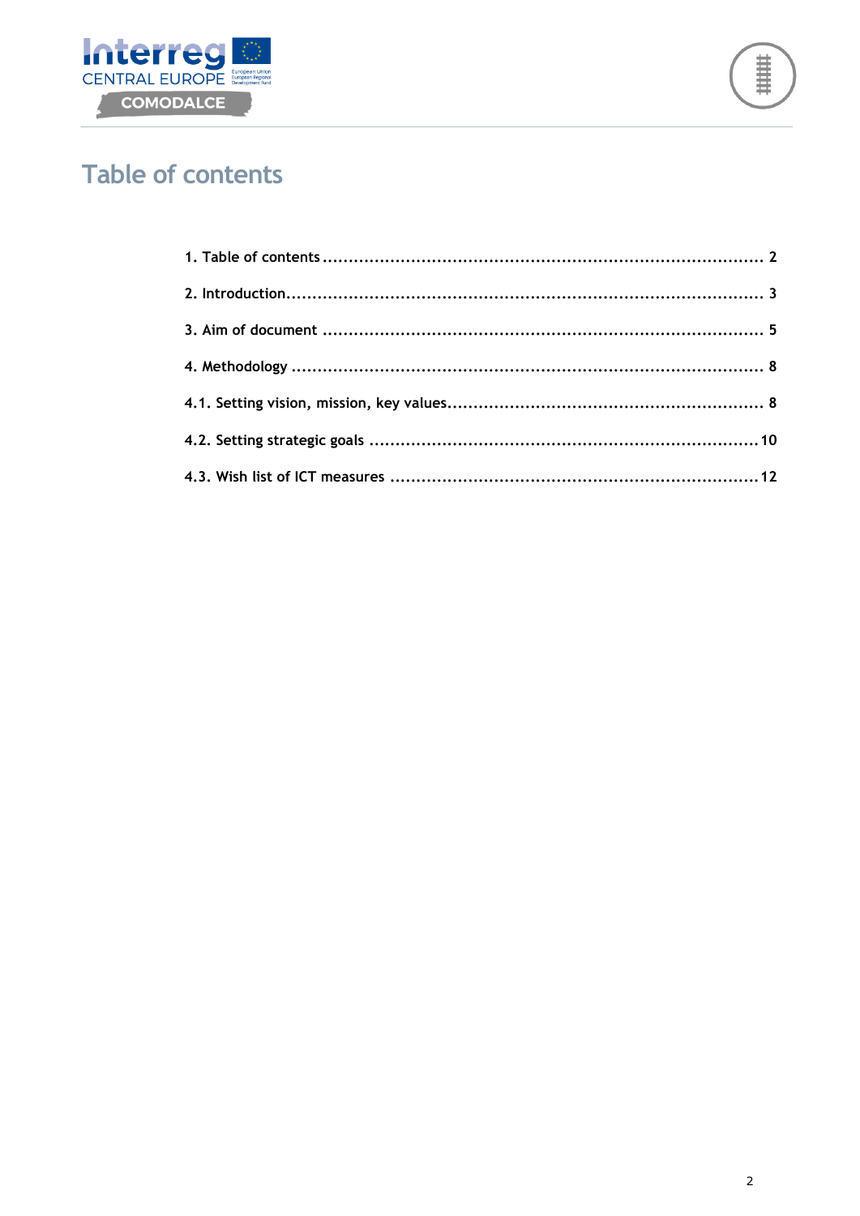# Table of contents

1. Table of contents ........................................................................... 2

2. Introduction................................................................................. 3

3. Aim of document ........................................................................... 5

4. Methodology ................................................................................ 8

4.1. Setting vision, mission, key values.............................................. 8

4.2. Setting strategic goals ................................................................ 10

4.3. Wish list of ICT measures ........................................................... 12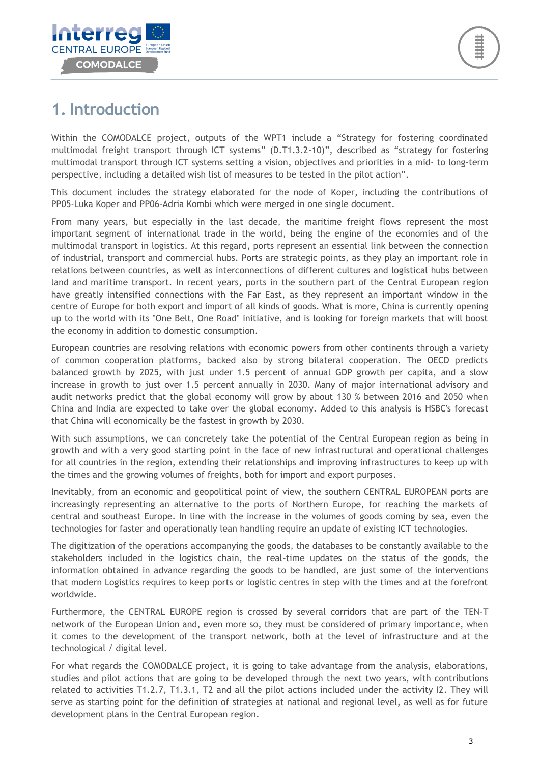# 1. Introduction

Within the COMODALCE project, outputs of the WPT1 include a "Strategy for fostering coordinated multimodal freight transport through ICT systems" (D.T1.3.2-10)", described as "strategy for fostering multimodal transport through ICT systems setting a vision, objectives and priorities in a mid- to long-term perspective, including a detailed wish list of measures to be tested in the pilot action".

This document includes the strategy elaborated for the node of Koper, including the contributions of PP05-Luka Koper and PP06-Adria Kombi which were merged in one single document.

From many years, but especially in the last decade, the maritime freight flows represent the most important segment of international trade in the world, being the engine of the economies and of the multimodal transport in logistics. At this regard, ports represent an essential link between the connection of industrial, transport and commercial hubs. Ports are strategic points, as they play an important role in relations between countries, as well as interconnections of different cultures and logistical hubs between land and maritime transport. In recent years, ports in the southern part of the Central European region have greatly intensified connections with the Far East, as they represent an important window in the centre of Europe for both export and import of all kinds of goods. What is more, China is currently opening up to the world with its "One Belt, One Road" initiative, and is looking for foreign markets that will boost the economy in addition to domestic consumption.

European countries are resolving relations with economic powers from other continents through a variety of common cooperation platforms, backed also by strong bilateral cooperation. The OECD predicts balanced growth by 2025, with just under 1.5 percent of annual GDP growth per capita, and a slow increase in growth to just over 1.5 percent annually in 2030. Many of major international advisory and audit networks predict that the global economy will grow by about 130 % between 2016 and 2050 when China and India are expected to take over the global economy. Added to this analysis is HSBC's forecast that China will economically be the fastest in growth by 2030.

With such assumptions, we can concretely take the potential of the Central European region as being in growth and with a very good starting point in the face of new infrastructural and operational challenges for all countries in the region, extending their relationships and improving infrastructures to keep up with the times and the growing volumes of freights, both for import and export purposes.

Inevitably, from an economic and geopolitical point of view, the southern CENTRAL EUROPEAN ports are increasingly representing an alternative to the ports of Northern Europe, for reaching the markets of central and southeast Europe. In line with the increase in the volumes of goods coming by sea, even the technologies for faster and operationally lean handling require an update of existing ICT technologies.

The digitization of the operations accompanying the goods, the databases to be constantly available to the stakeholders included in the logistics chain, the real-time updates on the status of the goods, the information obtained in advance regarding the goods to be handled, are just some of the interventions that modern Logistics requires to keep ports or logistic centres in step with the times and at the forefront worldwide.

Furthermore, the CENTRAL EUROPE region is crossed by several corridors that are part of the TEN-T network of the European Union and, even more so, they must be considered of primary importance, when it comes to the development of the transport network, both at the level of infrastructure and at the technological / digital level.

For what regards the COMODALCE project, it is going to take advantage from the analysis, elaborations, studies and pilot actions that are going to be developed through the next two years, with contributions related to activities T1.2.7, T1.3.1, T2 and all the pilot actions included under the activity I2. They will serve as starting point for the definition of strategies at national and regional level, as well as for future development plans in the Central European region.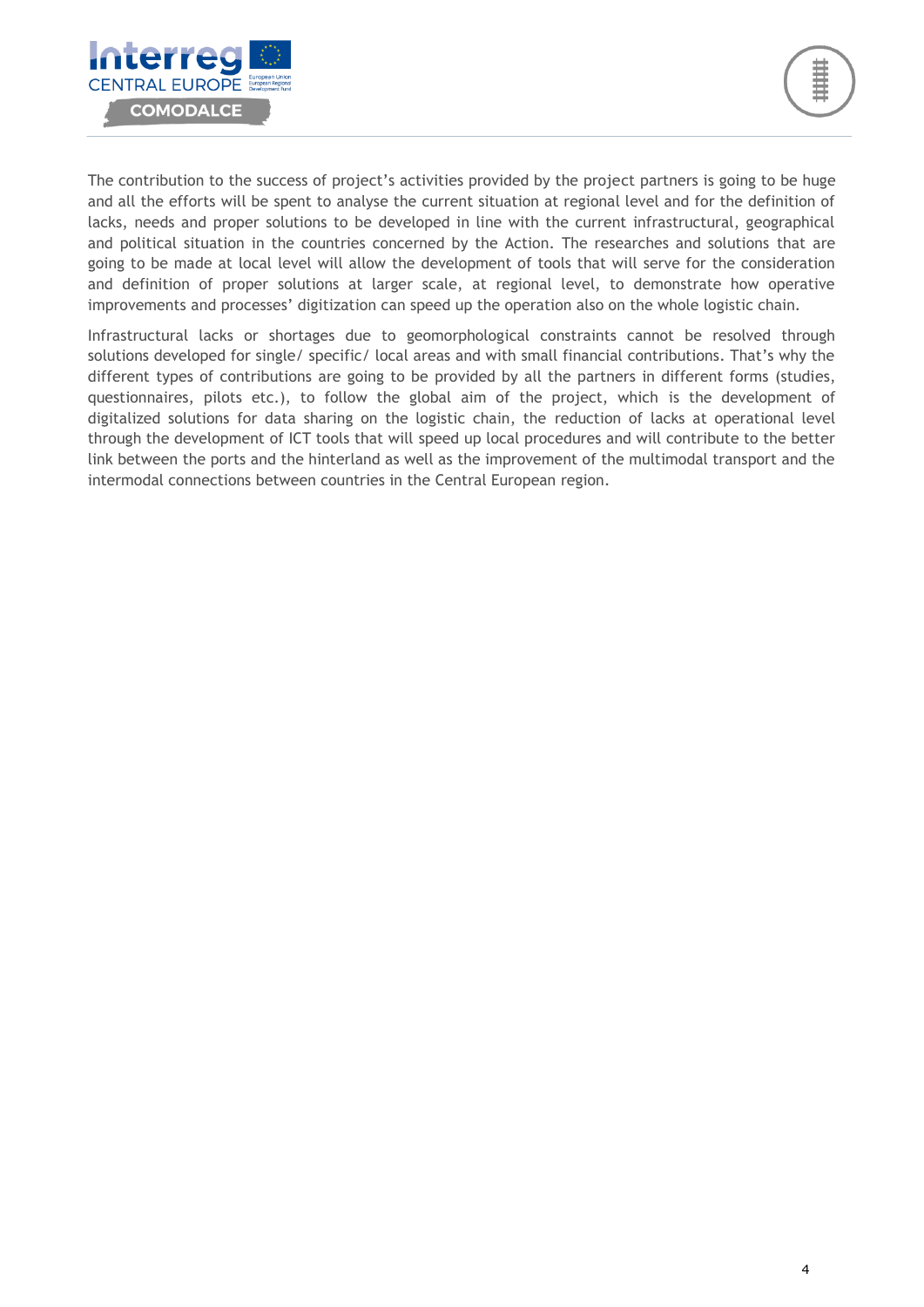The contribution to the success of project's activities provided by the project partners is going to be huge and all the efforts will be spent to analyse the current situation at regional level and for the definition of lacks, needs and proper solutions to be developed in line with the current infrastructural, geographical and political situation in the countries concerned by the Action. The researches and solutions that are going to be made at local level will allow the development of tools that will serve for the consideration and definition of proper solutions at larger scale, at regional level, to demonstrate how operative improvements and processes' digitization can speed up the operation also on the whole logistic chain.

Infrastructural lacks or shortages due to geomorphological constraints cannot be resolved through solutions developed for single/ specific/ local areas and with small financial contributions. That's why the different types of contributions are going to be provided by all the partners in different forms (studies, questionnaires, pilots etc.), to follow the global aim of the project, which is the development of digitalized solutions for data sharing on the logistic chain, the reduction of lacks at operational level through the development of ICT tools that will speed up local procedures and will contribute to the better link between the ports and the hinterland as well as the improvement of the multimodal transport and the intermodal connections between countries in the Central European region.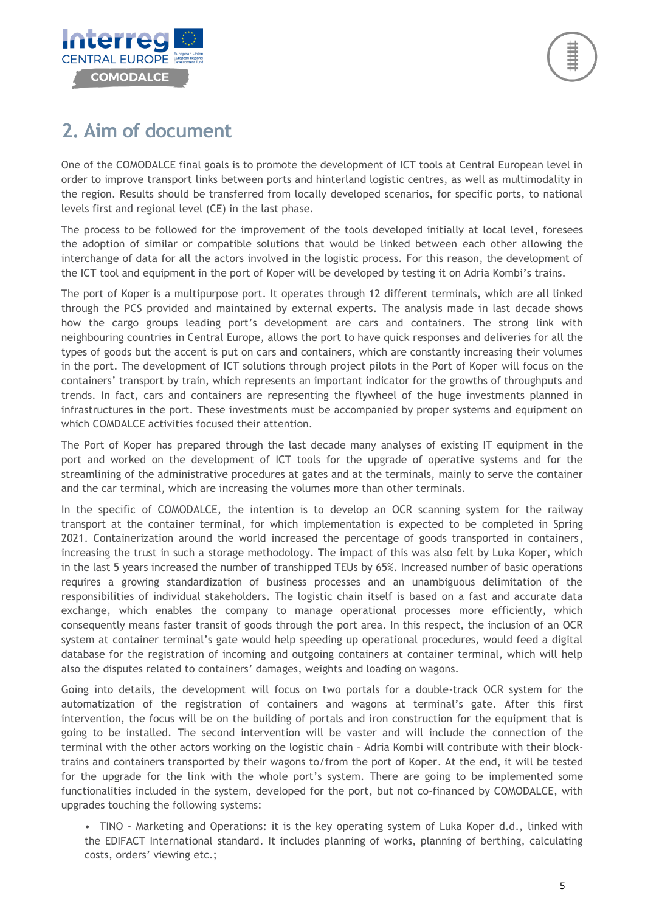## 2. Aim of document

One of the COMODALCE final goals is to promote the development of ICT tools at Central European level in order to improve transport links between ports and hinterland logistic centres, as well as multimodality in the region. Results should be transferred from locally developed scenarios, for specific ports, to national levels first and regional level (CE) in the last phase.

The process to be followed for the improvement of the tools developed initially at local level, foresees the adoption of similar or compatible solutions that would be linked between each other allowing the interchange of data for all the actors involved in the logistic process. For this reason, the development of the ICT tool and equipment in the port of Koper will be developed by testing it on Adria Kombi's trains.

The port of Koper is a multipurpose port. It operates through 12 different terminals, which are all linked through the PCS provided and maintained by external experts. The analysis made in last decade shows how the cargo groups leading port's development are cars and containers. The strong link with neighbouring countries in Central Europe, allows the port to have quick responses and deliveries for all the types of goods but the accent is put on cars and containers, which are constantly increasing their volumes in the port. The development of ICT solutions through project pilots in the Port of Koper will focus on the containers' transport by train, which represents an important indicator for the growths of throughputs and trends. In fact, cars and containers are representing the flywheel of the huge investments planned in infrastructures in the port. These investments must be accompanied by proper systems and equipment on which COMDALCE activities focused their attention.

The Port of Koper has prepared through the last decade many analyses of existing IT equipment in the port and worked on the development of ICT tools for the upgrade of operative systems and for the streamlining of the administrative procedures at gates and at the terminals, mainly to serve the container and the car terminal, which are increasing the volumes more than other terminals.

In the specific of COMODALCE, the intention is to develop an OCR scanning system for the railway transport at the container terminal, for which implementation is expected to be completed in Spring 2021. Containerization around the world increased the percentage of goods transported in containers, increasing the trust in such a storage methodology. The impact of this was also felt by Luka Koper, which in the last 5 years increased the number of transhipped TEUs by 65%. Increased number of basic operations requires a growing standardization of business processes and an unambiguous delimitation of the responsibilities of individual stakeholders. The logistic chain itself is based on a fast and accurate data exchange, which enables the company to manage operational processes more efficiently, which consequently means faster transit of goods through the port area. In this respect, the inclusion of an OCR system at container terminal's gate would help speeding up operational procedures, would feed a digital database for the registration of incoming and outgoing containers at container terminal, which will help also the disputes related to containers' damages, weights and loading on wagons.

Going into details, the development will focus on two portals for a double-track OCR system for the automatization of the registration of containers and wagons at terminal's gate. After this first intervention, the focus will be on the building of portals and iron construction for the equipment that is going to be installed. The second intervention will be vaster and will include the connection of the terminal with the other actors working on the logistic chain – Adria Kombi will contribute with their block-trains and containers transported by their wagons to/from the port of Koper. At the end, it will be tested for the upgrade for the link with the whole port's system. There are going to be implemented some functionalities included in the system, developed for the port, but not co-financed by COMODALCE, with upgrades touching the following systems:

- TINO - Marketing and Operations: it is the key operating system of Luka Koper d.d., linked with the EDIFACT International standard. It includes planning of works, planning of berthing, calculating costs, orders' viewing etc.;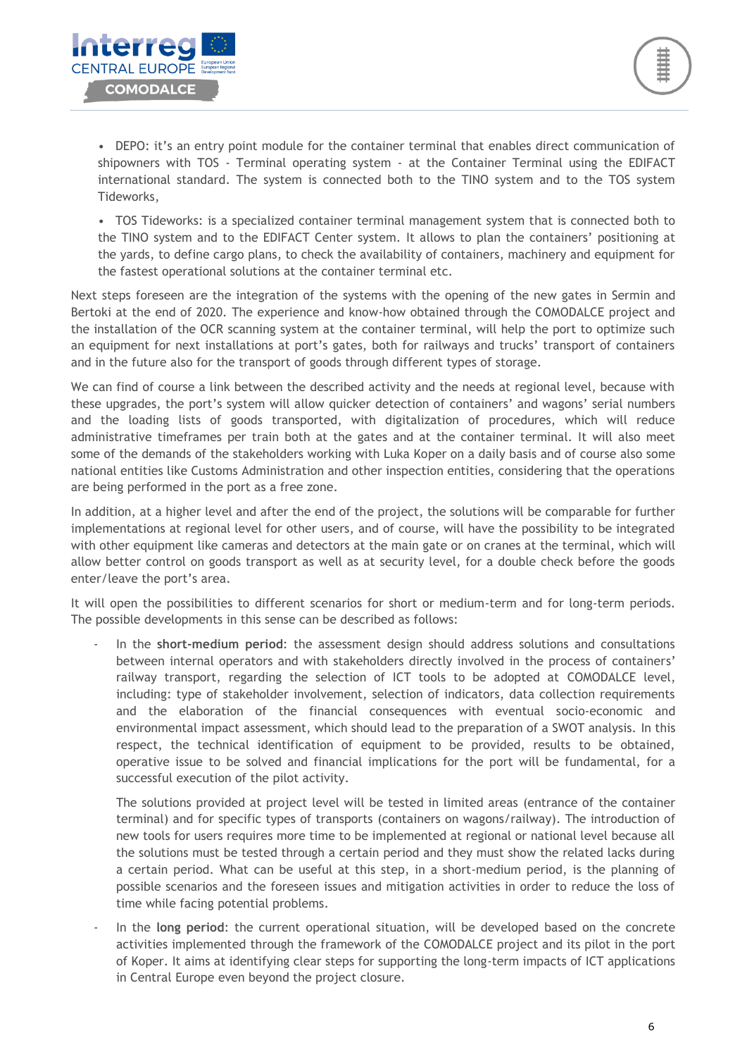- DEPO: it's an entry point module for the container terminal that enables direct communication of shipowners with TOS - Terminal operating system - at the Container Terminal using the EDIFACT international standard. The system is connected both to the TINO system and to the TOS system Tideworks,
- TOS Tideworks: is a specialized container terminal management system that is connected both to the TINO system and to the EDIFACT Center system. It allows to plan the containers' positioning at the yards, to define cargo plans, to check the availability of containers, machinery and equipment for the fastest operational solutions at the container terminal etc.

Next steps foreseen are the integration of the systems with the opening of the new gates in Sermin and Bertoki at the end of 2020. The experience and know-how obtained through the COMODALCE project and the installation of the OCR scanning system at the container terminal, will help the port to optimize such an equipment for next installations at port's gates, both for railways and trucks' transport of containers and in the future also for the transport of goods through different types of storage.

We can find of course a link between the described activity and the needs at regional level, because with these upgrades, the port's system will allow quicker detection of containers' and wagons' serial numbers and the loading lists of goods transported, with digitalization of procedures, which will reduce administrative timeframes per train both at the gates and at the container terminal. It will also meet some of the demands of the stakeholders working with Luka Koper on a daily basis and of course also some national entities like Customs Administration and other inspection entities, considering that the operations are being performed in the port as a free zone.

In addition, at a higher level and after the end of the project, the solutions will be comparable for further implementations at regional level for other users, and of course, will have the possibility to be integrated with other equipment like cameras and detectors at the main gate or on cranes at the terminal, which will allow better control on goods transport as well as at security level, for a double check before the goods enter/leave the port's area.

It will open the possibilities to different scenarios for short or medium-term and for long-term periods. The possible developments in this sense can be described as follows:

- In the **short-medium period**: the assessment design should address solutions and consultations between internal operators and with stakeholders directly involved in the process of containers' railway transport, regarding the selection of ICT tools to be adopted at COMODALCE level, including: type of stakeholder involvement, selection of indicators, data collection requirements and the elaboration of the financial consequences with eventual socio-economic and environmental impact assessment, which should lead to the preparation of a SWOT analysis. In this respect, the technical identification of equipment to be provided, results to be obtained, operative issue to be solved and financial implications for the port will be fundamental, for a successful execution of the pilot activity.

  The solutions provided at project level will be tested in limited areas (entrance of the container terminal) and for specific types of transports (containers on wagons/railway). The introduction of new tools for users requires more time to be implemented at regional or national level because all the solutions must be tested through a certain period and they must show the related lacks during a certain period. What can be useful at this step, in a short-medium period, is the planning of possible scenarios and the foreseen issues and mitigation activities in order to reduce the loss of time while facing potential problems.

- In the **long period**: the current operational situation, will be developed based on the concrete activities implemented through the framework of the COMODALCE project and its pilot in the port of Koper. It aims at identifying clear steps for supporting the long-term impacts of ICT applications in Central Europe even beyond the project closure.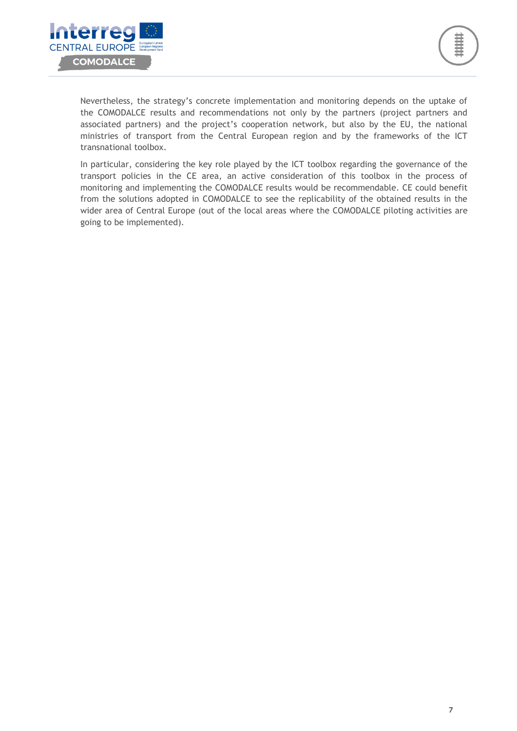Nevertheless, the strategy's concrete implementation and monitoring depends on the uptake of the COMODALCE results and recommendations not only by the partners (project partners and associated partners) and the project's cooperation network, but also by the EU, the national ministries of transport from the Central European region and by the frameworks of the ICT transnational toolbox.

In particular, considering the key role played by the ICT toolbox regarding the governance of the transport policies in the CE area, an active consideration of this toolbox in the process of monitoring and implementing the COMODALCE results would be recommendable. CE could benefit from the solutions adopted in COMODALCE to see the replicability of the obtained results in the wider area of Central Europe (out of the local areas where the COMODALCE piloting activities are going to be implemented).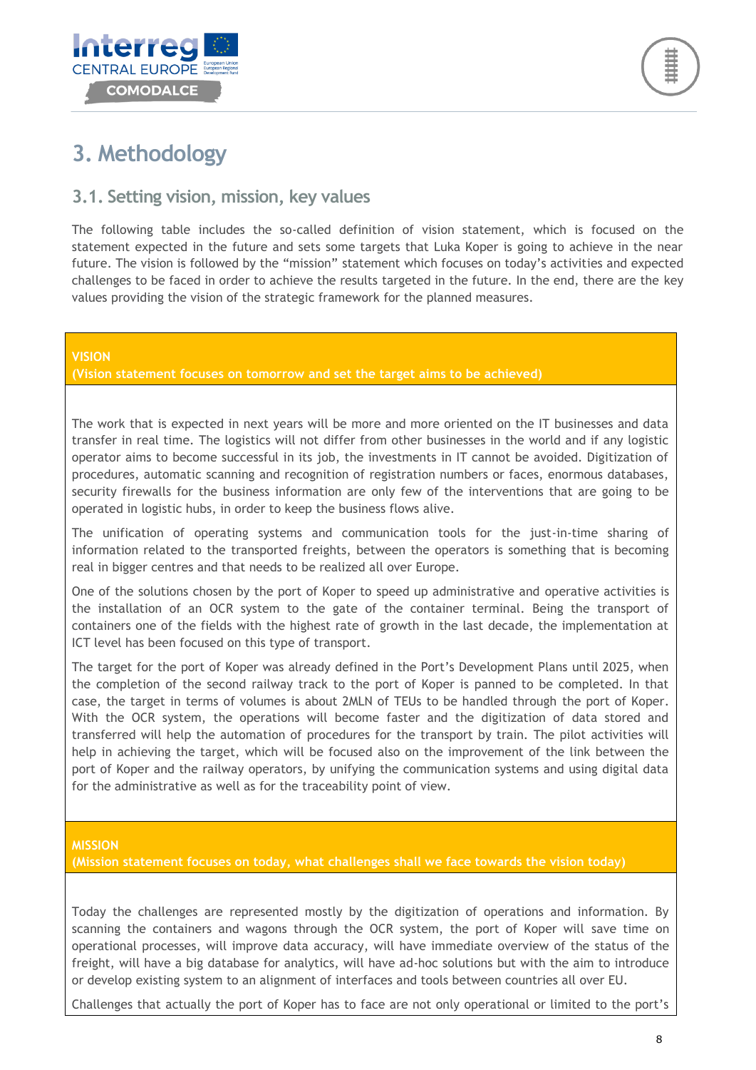# 3. Methodology

## 3.1. Setting vision, mission, key values

The following table includes the so-called definition of vision statement, which is focused on the statement expected in the future and sets some targets that Luka Koper is going to achieve in the near future. The vision is followed by the "mission" statement which focuses on today's activities and expected challenges to be faced in order to achieve the results targeted in the future. In the end, there are the key values providing the vision of the strategic framework for the planned measures.

| **VISION**<br>**(Vision statement focuses on tomorrow and set the target aims to be achieved)** |
|---|
| The work that is expected in next years will be more and more oriented on the IT businesses and data transfer in real time. The logistics will not differ from other businesses in the world and if any logistic operator aims to become successful in its job, the investments in IT cannot be avoided. Digitization of procedures, automatic scanning and recognition of registration numbers or faces, enormous databases, security firewalls for the business information are only few of the interventions that are going to be operated in logistic hubs, in order to keep the business flows alive.<br><br>The unification of operating systems and communication tools for the just-in-time sharing of information related to the transported freights, between the operators is something that is becoming real in bigger centres and that needs to be realized all over Europe.<br><br>One of the solutions chosen by the port of Koper to speed up administrative and operative activities is the installation of an OCR system to the gate of the container terminal. Being the transport of containers one of the fields with the highest rate of growth in the last decade, the implementation at ICT level has been focused on this type of transport.<br><br>The target for the port of Koper was already defined in the Port's Development Plans until 2025, when the completion of the second railway track to the port of Koper is panned to be completed. In that case, the target in terms of volumes is about 2MLN of TEUs to be handled through the port of Koper. With the OCR system, the operations will become faster and the digitization of data stored and transferred will help the automation of procedures for the transport by train. The pilot activities will help in achieving the target, which will be focused also on the improvement of the link between the port of Koper and the railway operators, by unifying the communication systems and using digital data for the administrative as well as for the traceability point of view. |
| **MISSION**<br>**(Mission statement focuses on today, what challenges shall we face towards the vision today)** |
| Today the challenges are represented mostly by the digitization of operations and information. By scanning the containers and wagons through the OCR system, the port of Koper will save time on operational processes, will improve data accuracy, will have immediate overview of the status of the freight, will have a big database for analytics, will have ad-hoc solutions but with the aim to introduce or develop existing system to an alignment of interfaces and tools between countries all over EU.<br><br>Challenges that actually the port of Koper has to face are not only operational or limited to the port's |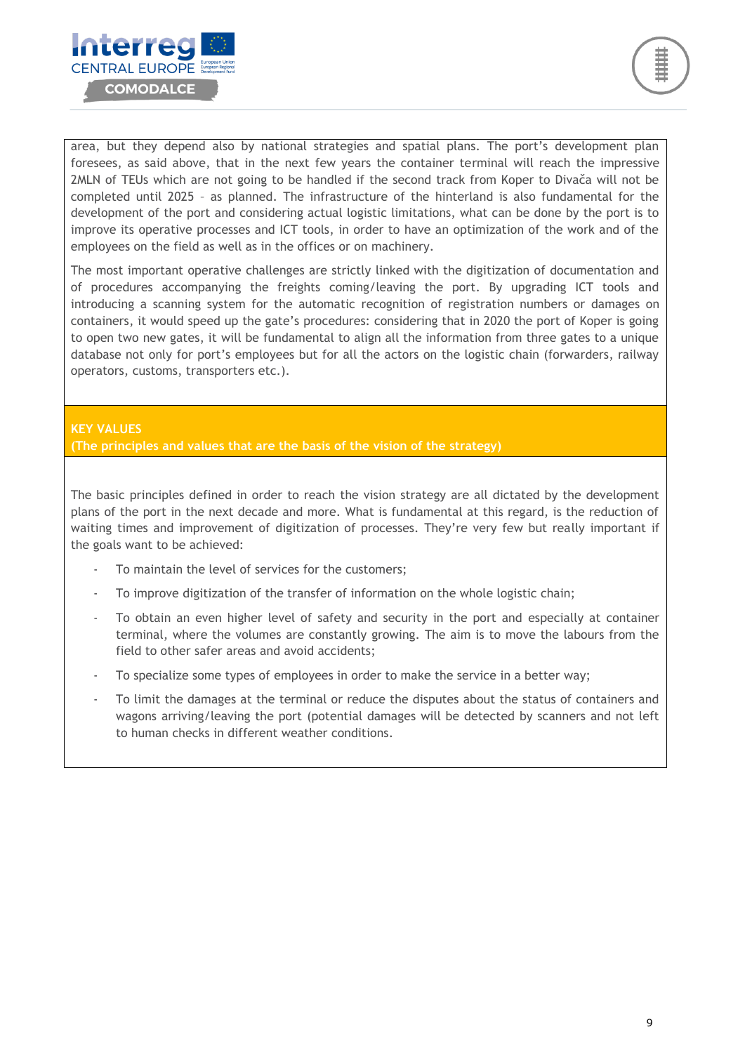area, but they depend also by national strategies and spatial plans. The port's development plan foresees, as said above, that in the next few years the container terminal will reach the impressive 2MLN of TEUs which are not going to be handled if the second track from Koper to Divača will not be completed until 2025 – as planned. The infrastructure of the hinterland is also fundamental for the development of the port and considering actual logistic limitations, what can be done by the port is to improve its operative processes and ICT tools, in order to have an optimization of the work and of the employees on the field as well as in the offices or on machinery.

The most important operative challenges are strictly linked with the digitization of documentation and of procedures accompanying the freights coming/leaving the port. By upgrading ICT tools and introducing a scanning system for the automatic recognition of registration numbers or damages on containers, it would speed up the gate's procedures: considering that in 2020 the port of Koper is going to open two new gates, it will be fundamental to align all the information from three gates to a unique database not only for port's employees but for all the actors on the logistic chain (forwarders, railway operators, customs, transporters etc.).

## KEY VALUES
**(The principles and values that are the basis of the vision of the strategy)**

The basic principles defined in order to reach the vision strategy are all dictated by the development plans of the port in the next decade and more. What is fundamental at this regard, is the reduction of waiting times and improvement of digitization of processes. They're very few but really important if the goals want to be achieved:

- To maintain the level of services for the customers;
- To improve digitization of the transfer of information on the whole logistic chain;
- To obtain an even higher level of safety and security in the port and especially at container terminal, where the volumes are constantly growing. The aim is to move the labours from the field to other safer areas and avoid accidents;
- To specialize some types of employees in order to make the service in a better way;
- To limit the damages at the terminal or reduce the disputes about the status of containers and wagons arriving/leaving the port (potential damages will be detected by scanners and not left to human checks in different weather conditions.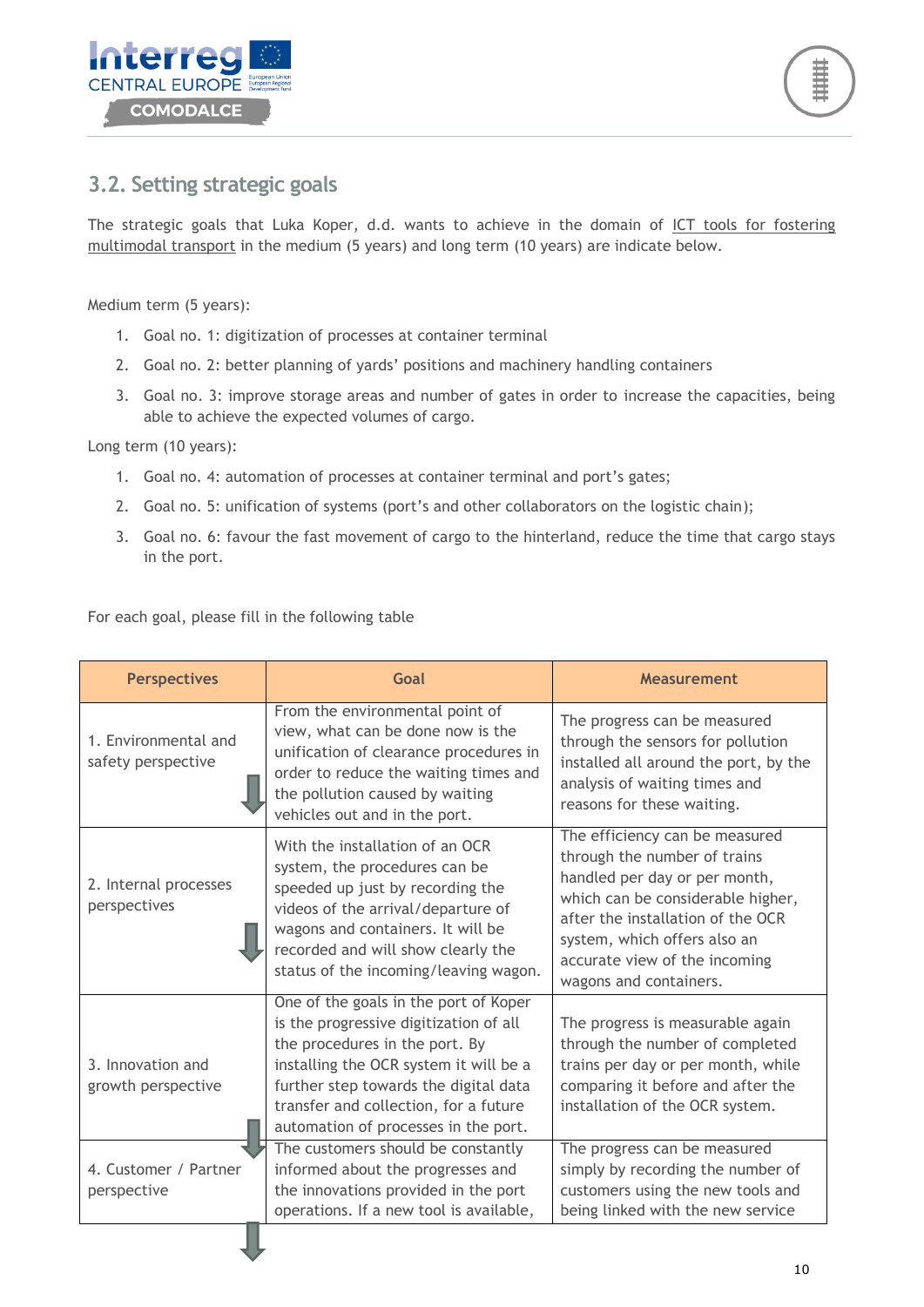## 3.2. Setting strategic goals

The strategic goals that Luka Koper, d.d. wants to achieve in the domain of ICT tools for fostering multimodal transport in the medium (5 years) and long term (10 years) are indicate below.

Medium term (5 years):

1. Goal no. 1: digitization of processes at container terminal
2. Goal no. 2: better planning of yards' positions and machinery handling containers
3. Goal no. 3: improve storage areas and number of gates in order to increase the capacities, being able to achieve the expected volumes of cargo.

Long term (10 years):

1. Goal no. 4: automation of processes at container terminal and port's gates;
2. Goal no. 5: unification of systems (port's and other collaborators on the logistic chain);
3. Goal no. 6: favour the fast movement of cargo to the hinterland, reduce the time that cargo stays in the port.

For each goal, please fill in the following table

| Perspectives | Goal | Measurement |
|---|---|---|
| 1. Environmental and safety perspective | From the environmental point of view, what can be done now is the unification of clearance procedures in order to reduce the waiting times and the pollution caused by waiting vehicles out and in the port. | The progress can be measured through the sensors for pollution installed all around the port, by the analysis of waiting times and reasons for these waiting. |
| 2. Internal processes perspectives | With the installation of an OCR system, the procedures can be speeded up just by recording the videos of the arrival/departure of wagons and containers. It will be recorded and will show clearly the status of the incoming/leaving wagon. | The efficiency can be measured through the number of trains handled per day or per month, which can be considerable higher, after the installation of the OCR system, which offers also an accurate view of the incoming wagons and containers. |
| 3. Innovation and growth perspective | One of the goals in the port of Koper is the progressive digitization of all the procedures in the port. By installing the OCR system it will be a further step towards the digital data transfer and collection, for a future automation of processes in the port. | The progress is measurable again through the number of completed trains per day or per month, while comparing it before and after the installation of the OCR system. |
| 4. Customer / Partner perspective | The customers should be constantly informed about the progresses and the innovations provided in the port operations. If a new tool is available, | The progress can be measured simply by recording the number of customers using the new tools and being linked with the new service |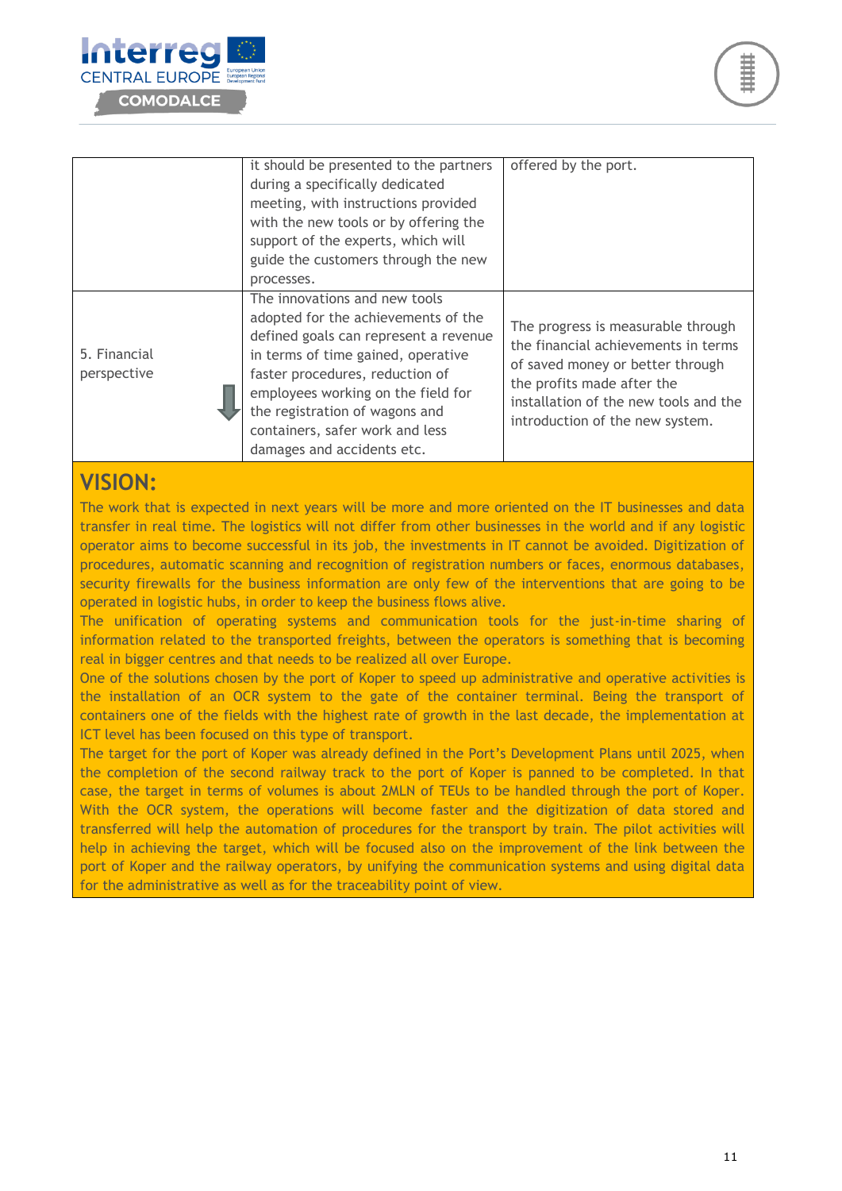| | | |
|---|---|---|
| | it should be presented to the partners during a specifically dedicated meeting, with instructions provided with the new tools or by offering the support of the experts, which will guide the customers through the new processes. | offered by the port. |
| 5. Financial perspective | The innovations and new tools adopted for the achievements of the defined goals can represent a revenue in terms of time gained, operative faster procedures, reduction of employees working on the field for the registration of wagons and containers, safer work and less damages and accidents etc. | The progress is measurable through the financial achievements in terms of saved money or better through the profits made after the installation of the new tools and the introduction of the new system. |

## VISION:

The work that is expected in next years will be more and more oriented on the IT businesses and data transfer in real time. The logistics will not differ from other businesses in the world and if any logistic operator aims to become successful in its job, the investments in IT cannot be avoided. Digitization of procedures, automatic scanning and recognition of registration numbers or faces, enormous databases, security firewalls for the business information are only few of the interventions that are going to be operated in logistic hubs, in order to keep the business flows alive.

The unification of operating systems and communication tools for the just-in-time sharing of information related to the transported freights, between the operators is something that is becoming real in bigger centres and that needs to be realized all over Europe.

One of the solutions chosen by the port of Koper to speed up administrative and operative activities is the installation of an OCR system to the gate of the container terminal. Being the transport of containers one of the fields with the highest rate of growth in the last decade, the implementation at ICT level has been focused on this type of transport.

The target for the port of Koper was already defined in the Port's Development Plans until 2025, when the completion of the second railway track to the port of Koper is panned to be completed. In that case, the target in terms of volumes is about 2MLN of TEUs to be handled through the port of Koper. With the OCR system, the operations will become faster and the digitization of data stored and transferred will help the automation of procedures for the transport by train. The pilot activities will help in achieving the target, which will be focused also on the improvement of the link between the port of Koper and the railway operators, by unifying the communication systems and using digital data for the administrative as well as for the traceability point of view.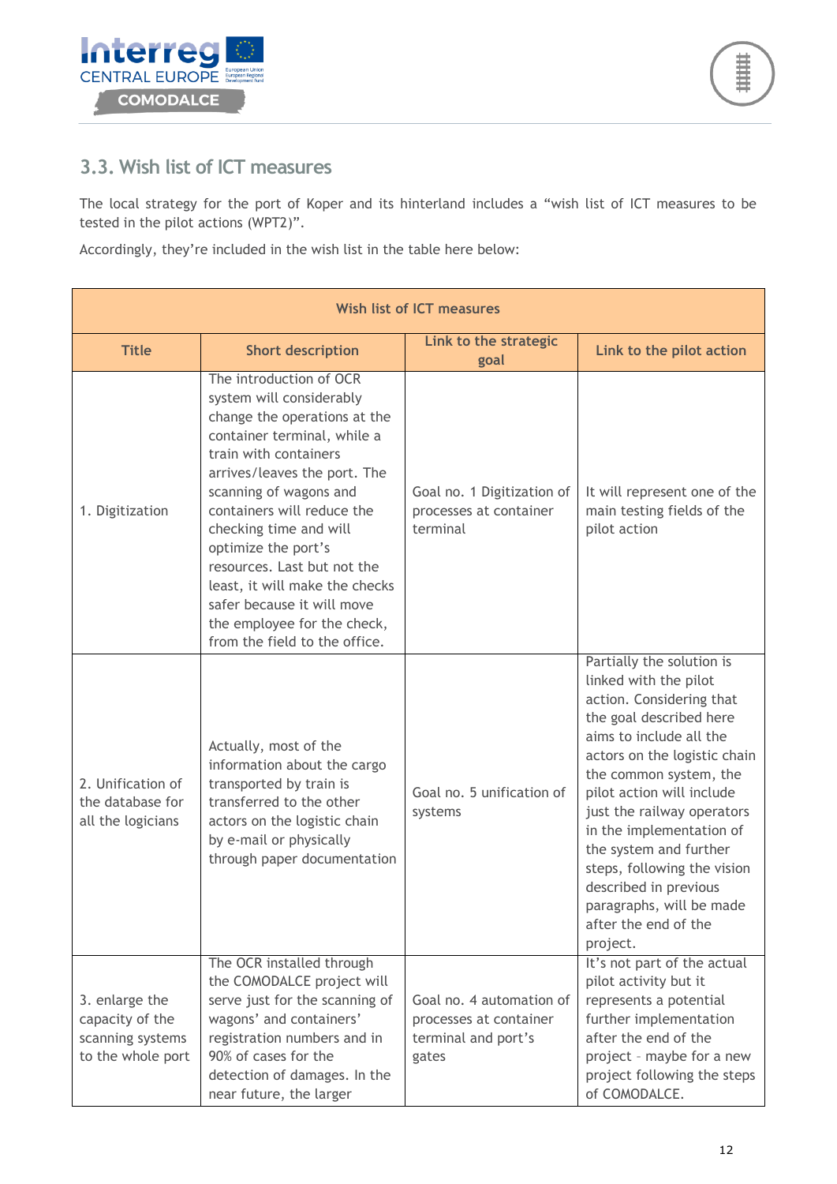## 3.3. Wish list of ICT measures

The local strategy for the port of Koper and its hinterland includes a "wish list of ICT measures to be tested in the pilot actions (WPT2)".

Accordingly, they're included in the wish list in the table here below:

| Wish list of ICT measures | | | |
|---|---|---|---|
| **Title** | **Short description** | **Link to the strategic goal** | **Link to the pilot action** |
| 1. Digitization | The introduction of OCR system will considerably change the operations at the container terminal, while a train with containers arrives/leaves the port. The scanning of wagons and containers will reduce the checking time and will optimize the port's resources. Last but not the least, it will make the checks safer because it will move the employee for the check, from the field to the office. | Goal no. 1 Digitization of processes at container terminal | It will represent one of the main testing fields of the pilot action |
| 2. Unification of the database for all the logicians | Actually, most of the information about the cargo transported by train is transferred to the other actors on the logistic chain by e-mail or physically through paper documentation | Goal no. 5 unification of systems | Partially the solution is linked with the pilot action. Considering that the goal described here aims to include all the actors on the logistic chain the common system, the pilot action will include just the railway operators in the implementation of the system and further steps, following the vision described in previous paragraphs, will be made after the end of the project. |
| 3. enlarge the capacity of the scanning systems to the whole port | The OCR installed through the COMODALCE project will serve just for the scanning of wagons' and containers' registration numbers and in 90% of cases for the detection of damages. In the near future, the larger | Goal no. 4 automation of processes at container terminal and port's gates | It's not part of the actual pilot activity but it represents a potential further implementation after the end of the project - maybe for a new project following the steps of COMODALCE. |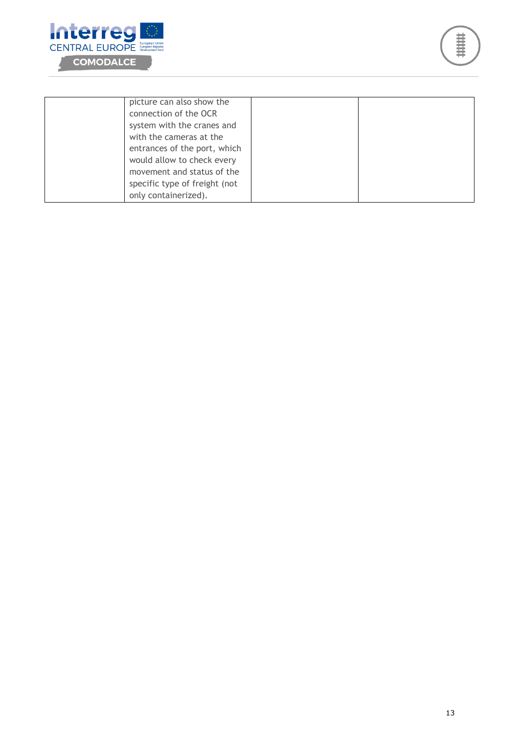| | | | |
|---|---|---|---|
| | picture can also show the connection of the OCR system with the cranes and with the cameras at the entrances of the port, which would allow to check every movement and status of the specific type of freight (not only containerized). | | |